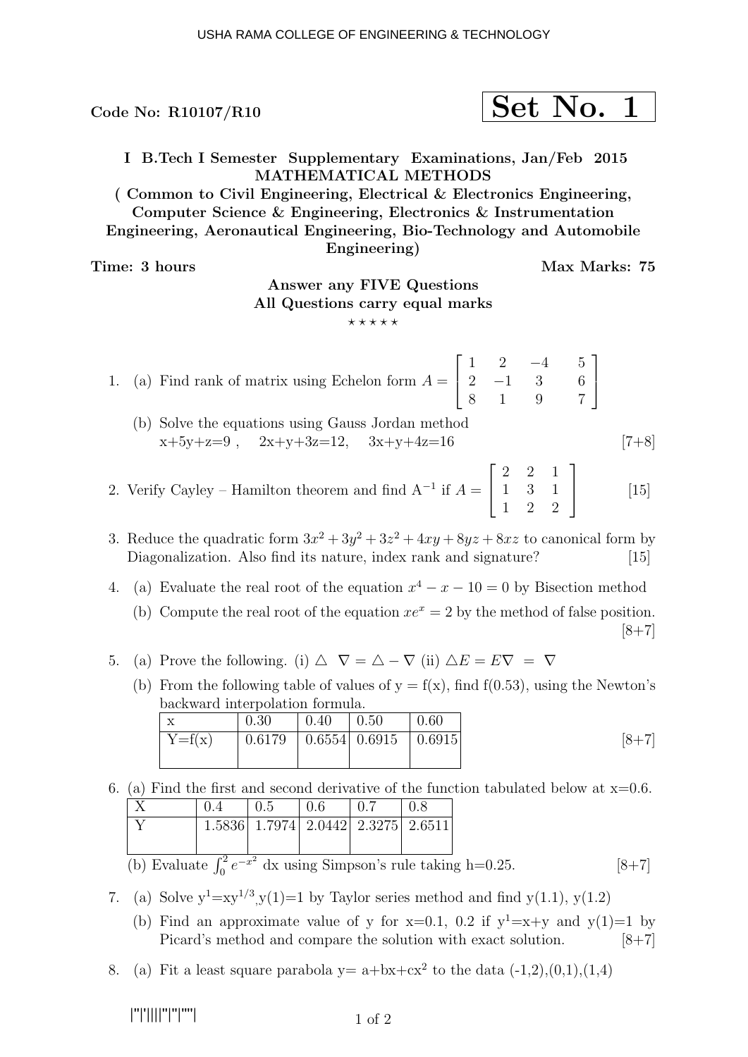Code No: R10107/R10

**Set No. 1**

**I B.Tech I Semester Supplementary Examinations, Jan/Feb 2015**
**MATHEMATICAL METHODS**
**( Common to Civil Engineering, Electrical & Electronics Engineering, Computer Science & Engineering, Electronics & Instrumentation Engineering, Aeronautical Engineering, Bio-Technology and Automobile Engineering)**

**Time: 3 hours** **Max Marks: 75**

**Answer any FIVE Questions**
**All Questions carry equal marks**

⋆ ⋆ ⋆ ⋆ ⋆

1. (a) Find rank of matrix using Echelon form $A = \begin{bmatrix} 1 & 2 & -4 & 5 \\ 2 & -1 & 3 & 6 \\ 8 & 1 & 9 & 7 \end{bmatrix}$

   (b) Solve the equations using Gauss Jordan method
   x+5y+z=9 , 2x+y+3z=12, 3x+y+4z=16 [7+8]

2. Verify Cayley – Hamilton theorem and find $A^{-1}$ if $A = \begin{bmatrix} 2 & 2 & 1 \\ 1 & 3 & 1 \\ 1 & 2 & 2 \end{bmatrix}$ [15]

3. Reduce the quadratic form $3x^2 + 3y^2 + 3z^2 + 4xy + 8yz + 8xz$ to canonical form by Diagonalization. Also find its nature, index rank and signature? [15]

4. (a) Evaluate the real root of the equation $x^4 - x - 10 = 0$ by Bisection method

   (b) Compute the real root of the equation $xe^x = 2$ by the method of false position. [8+7]

5. (a) Prove the following. (i) $\triangle \ \nabla = \triangle - \nabla$ (ii) $\triangle E = E\nabla \ = \ \nabla$

   (b) From the following table of values of y = f(x), find f(0.53), using the Newton's backward interpolation formula.

| x | 0.30 | 0.40 | 0.50 | 0.60 |
|---|---|---|---|---|
| Y=f(x) | 0.6179 | 0.6554 | 0.6915 | 0.6915 |

[8+7]

6. (a) Find the first and second derivative of the function tabulated below at x=0.6.

| X | 0.4 | 0.5 | 0.6 | 0.7 | 0.8 |
|---|---|---|---|---|---|
| Y | 1.5836 | 1.7974 | 2.0442 | 2.3275 | 2.6511 |

   (b) Evaluate $\int_0^2 e^{-x^2}$ dx using Simpson's rule taking h=0.25. [8+7]

7. (a) Solve $y^1 = xy^{1/3}$, y(1)=1 by Taylor series method and find y(1.1), y(1.2)

   (b) Find an approximate value of y for x=0.1, 0.2 if $y^1$=x+y and y(1)=1 by Picard's method and compare the solution with exact solution. [8+7]

8. (a) Fit a least square parabola y= a+bx+cx$^2$ to the data (-1,2),(0,1),(1,4)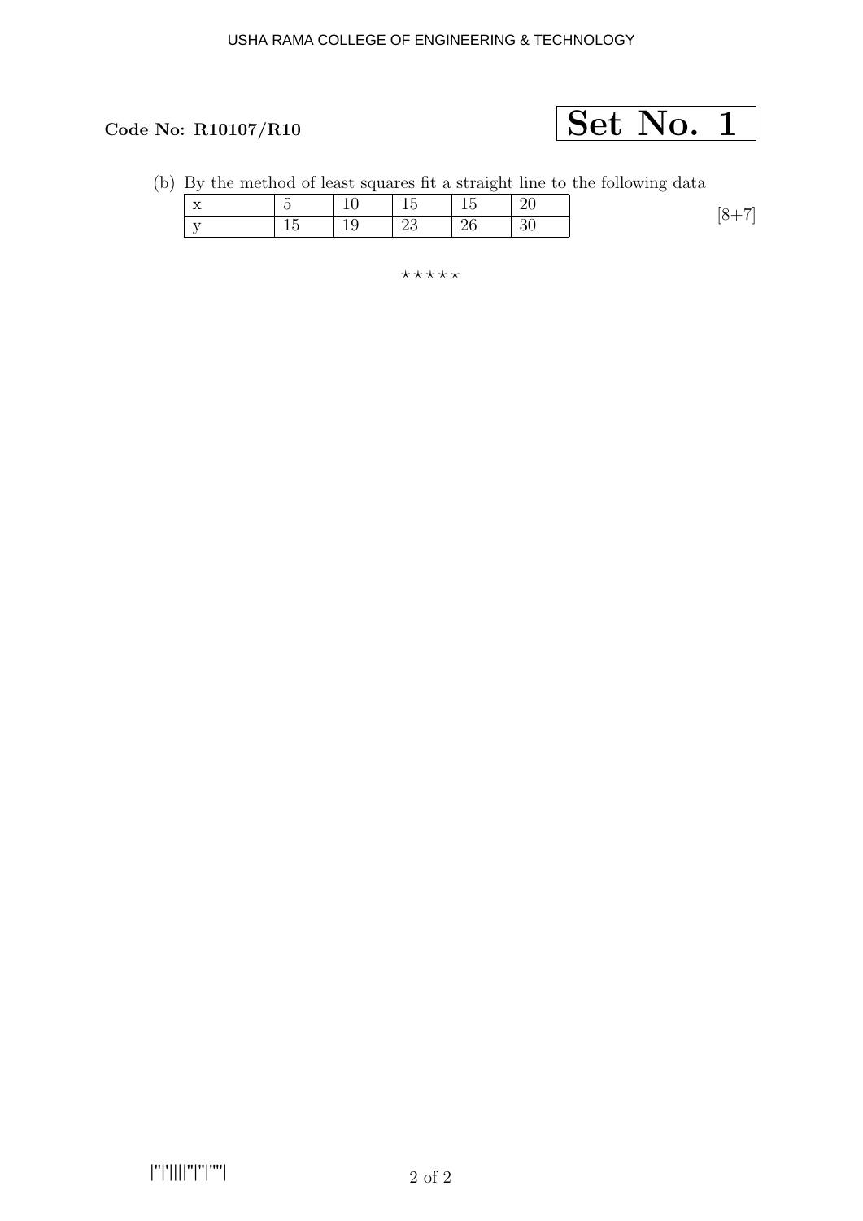Code No: R10107/R10

**Set No. 1**

(b) By the method of least squares fit a straight line to the following data

| x | 5 | 10 | 15 | 15 | 20 |
|---|---|---|---|---|---|
| y | 15 | 19 | 23 | 26 | 30 |

[8+7]

⋆ ⋆ ⋆ ⋆ ⋆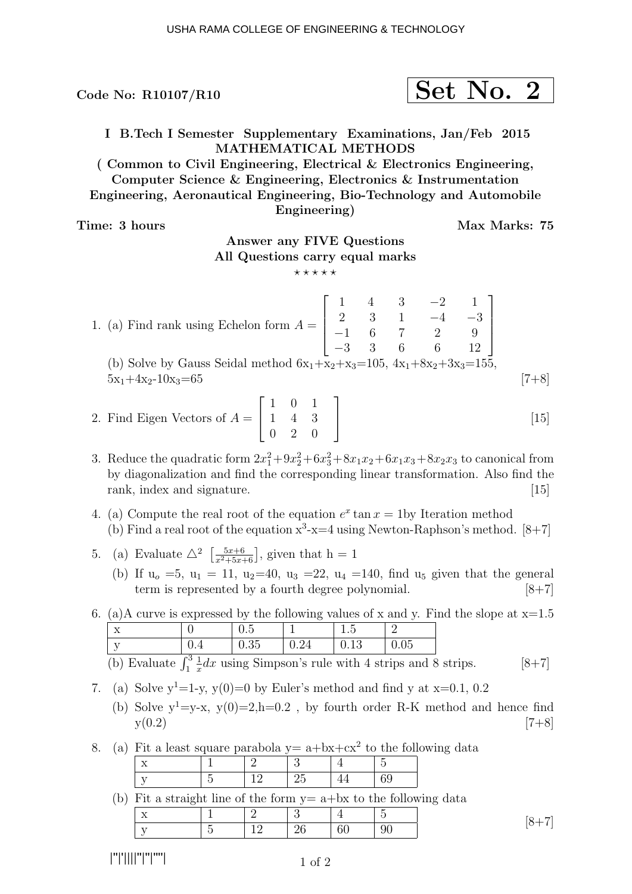Code No: R10107/R10

**Set No. 2**

**I B.Tech I Semester Supplementary Examinations, Jan/Feb 2015**
**MATHEMATICAL METHODS**
**( Common to Civil Engineering, Electrical & Electronics Engineering, Computer Science & Engineering, Electronics & Instrumentation Engineering, Aeronautical Engineering, Bio-Technology and Automobile Engineering)**

**Time: 3 hours** **Max Marks: 75**

**Answer any FIVE Questions**
**All Questions carry equal marks**
⋆ ⋆ ⋆ ⋆ ⋆

1. (a) Find rank using Echelon form $A = \begin{bmatrix} 1 & 4 & 3 & -2 & 1 \\ 2 & 3 & 1 & -4 & -3 \\ -1 & 6 & 7 & 2 & 9 \\ -3 & 3 & 6 & 6 & 12 \end{bmatrix}$

   (b) Solve by Gauss Seidal method $6x_1+x_2+x_3=105$, $4x_1+8x_2+3x_3=155$, $5x_1+4x_2-10x_3=65$ [7+8]

2. Find Eigen Vectors of $A = \begin{bmatrix} 1 & 0 & 1 \\ 1 & 4 & 3 \\ 0 & 2 & 0 \end{bmatrix}$ [15]

3. Reduce the quadratic form $2x_1^2+9x_2^2+6x_3^2+8x_1x_2+6x_1x_3+8x_2x_3$ to canonical from by diagonalization and find the corresponding linear transformation. Also find the rank, index and signature. [15]

4. (a) Compute the real root of the equation $e^x \tan x = 1$by Iteration method

   (b) Find a real root of the equation $x^3$-x=4 using Newton-Raphson's method. [8+7]

5. (a) Evaluate $\triangle^2 \left[\frac{5x+6}{x^2+5x+6}\right]$, given that h = 1

   (b) If $u_o$ =5, $u_1$ = 11, $u_2$=40, $u_3$ =22, $u_4$ =140, find $u_5$ given that the general term is represented by a fourth degree polynomial. [8+7]

6. (a)A curve is expressed by the following values of x and y. Find the slope at x=1.5

| x | 0 | 0.5 | 1 | 1.5 | 2 |
|---|---|---|---|---|---|
| y | 0.4 | 0.35 | 0.24 | 0.13 | 0.05 |

   (b) Evaluate $\int_1^3 \frac{1}{x}dx$ using Simpson's rule with 4 strips and 8 strips. [8+7]

7. (a) Solve $y^1$=1-y, y(0)=0 by Euler's method and find y at x=0.1, 0.2

   (b) Solve $y^1$=y-x, y(0)=2,h=0.2 , by fourth order R-K method and hence find y(0.2) [7+8]

8. (a) Fit a least square parabola y= a+bx+c$x^2$ to the following data

| x | 1 | 2 | 3 | 4 | 5 |
|---|---|---|---|---|---|
| y | 5 | 12 | 25 | 44 | 69 |

   (b) Fit a straight line of the form y= a+bx to the following data

| x | 1 | 2 | 3 | 4 | 5 |
|---|---|---|---|---|---|
| y | 5 | 12 | 26 | 60 | 90 |

[8+7]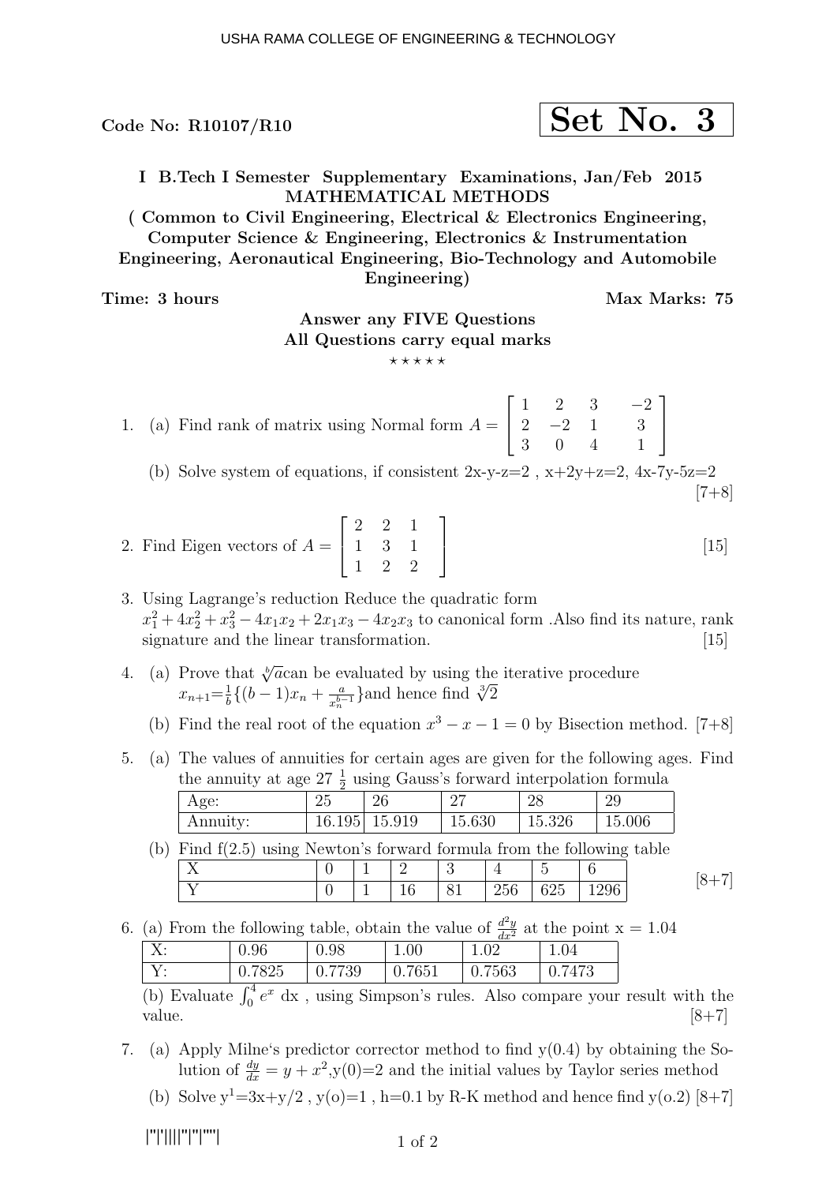Code No: R10107/R10

**Set No. 3**

**I B.Tech I Semester Supplementary Examinations, Jan/Feb 2015**
**MATHEMATICAL METHODS**
**( Common to Civil Engineering, Electrical & Electronics Engineering, Computer Science & Engineering, Electronics & Instrumentation Engineering, Aeronautical Engineering, Bio-Technology and Automobile Engineering)**

**Time: 3 hours** **Max Marks: 75**

**Answer any FIVE Questions**
**All Questions carry equal marks**
⋆ ⋆ ⋆ ⋆ ⋆

1. (a) Find rank of matrix using Normal form $A = \begin{bmatrix} 1 & 2 & 3 & -2 \\ 2 & -2 & 1 & 3 \\ 3 & 0 & 4 & 1 \end{bmatrix}$

   (b) Solve system of equations, if consistent 2x-y-z=2 , x+2y+z=2, 4x-7y-5z=2 [7+8]

2. Find Eigen vectors of $A = \begin{bmatrix} 2 & 2 & 1 \\ 1 & 3 & 1 \\ 1 & 2 & 2 \end{bmatrix}$ [15]

3. Using Lagrange's reduction Reduce the quadratic form $x_1^2 + 4x_2^2 + x_3^2 - 4x_1x_2 + 2x_1x_3 - 4x_2x_3$ to canonical form .Also find its nature, rank signature and the linear transformation. [15]

4. (a) Prove that $\sqrt[b]{a}$can be evaluated by using the iterative procedure $x_{n+1}=\frac{1}{b}\{(b-1)x_n + \frac{a}{x_n^{b-1}}\}$and hence find $\sqrt[3]{2}$

   (b) Find the real root of the equation $x^3 - x - 1 = 0$ by Bisection method. [7+8]

5. (a) The values of annuities for certain ages are given for the following ages. Find the annuity at age 27 $\frac{1}{2}$ using Gauss's forward interpolation formula

| Age: | 25 | 26 | 27 | 28 | 29 |
|---|---|---|---|---|---|
| Annuity: | 16.195 | 15.919 | 15.630 | 15.326 | 15.006 |

   (b) Find f(2.5) using Newton's forward formula from the following table

| X | 0 | 1 | 2 | 3 | 4 | 5 | 6 |
|---|---|---|---|---|---|---|---|
| Y | 0 | 1 | 16 | 81 | 256 | 625 | 1296 |

[8+7]

6. (a) From the following table, obtain the value of $\frac{d^2y}{dx^2}$ at the point x = 1.04

| X: | 0.96 | 0.98 | 1.00 | 1.02 | 1.04 |
|---|---|---|---|---|---|
| Y: | 0.7825 | 0.7739 | 0.7651 | 0.7563 | 0.7473 |

   (b) Evaluate $\int_0^4 e^x$ dx , using Simpson's rules. Also compare your result with the value. [8+7]

7. (a) Apply Milne's predictor corrector method to find y(0.4) by obtaining the Solution of $\frac{dy}{dx} = y + x^2$,y(0)=2 and the initial values by Taylor series method

   (b) Solve $y^1$=3x+y/2 , y(o)=1 , h=0.1 by R-K method and hence find y(o.2) [8+7]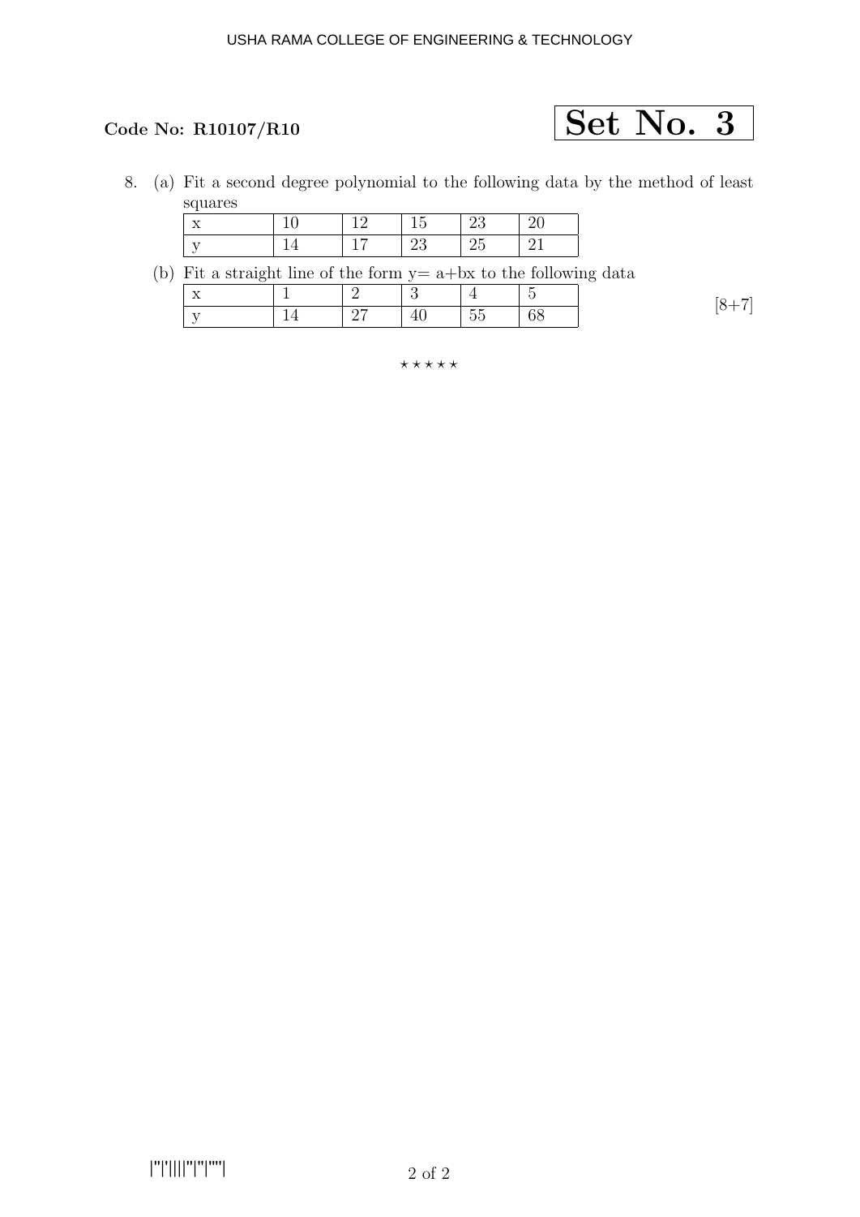**Code No: R10107/R10**

**Set No. 3**

8. (a) Fit a second degree polynomial to the following data by the method of least squares

| x | 10 | 12 | 15 | 23 | 20 |
|---|---|---|---|---|---|
| y | 14 | 17 | 23 | 25 | 21 |

(b) Fit a straight line of the form y= a+bx to the following data

| x | 1 | 2 | 3 | 4 | 5 |
|---|---|---|---|---|---|
| y | 14 | 27 | 40 | 55 | 68 |

[8+7]

⋆ ⋆ ⋆ ⋆ ⋆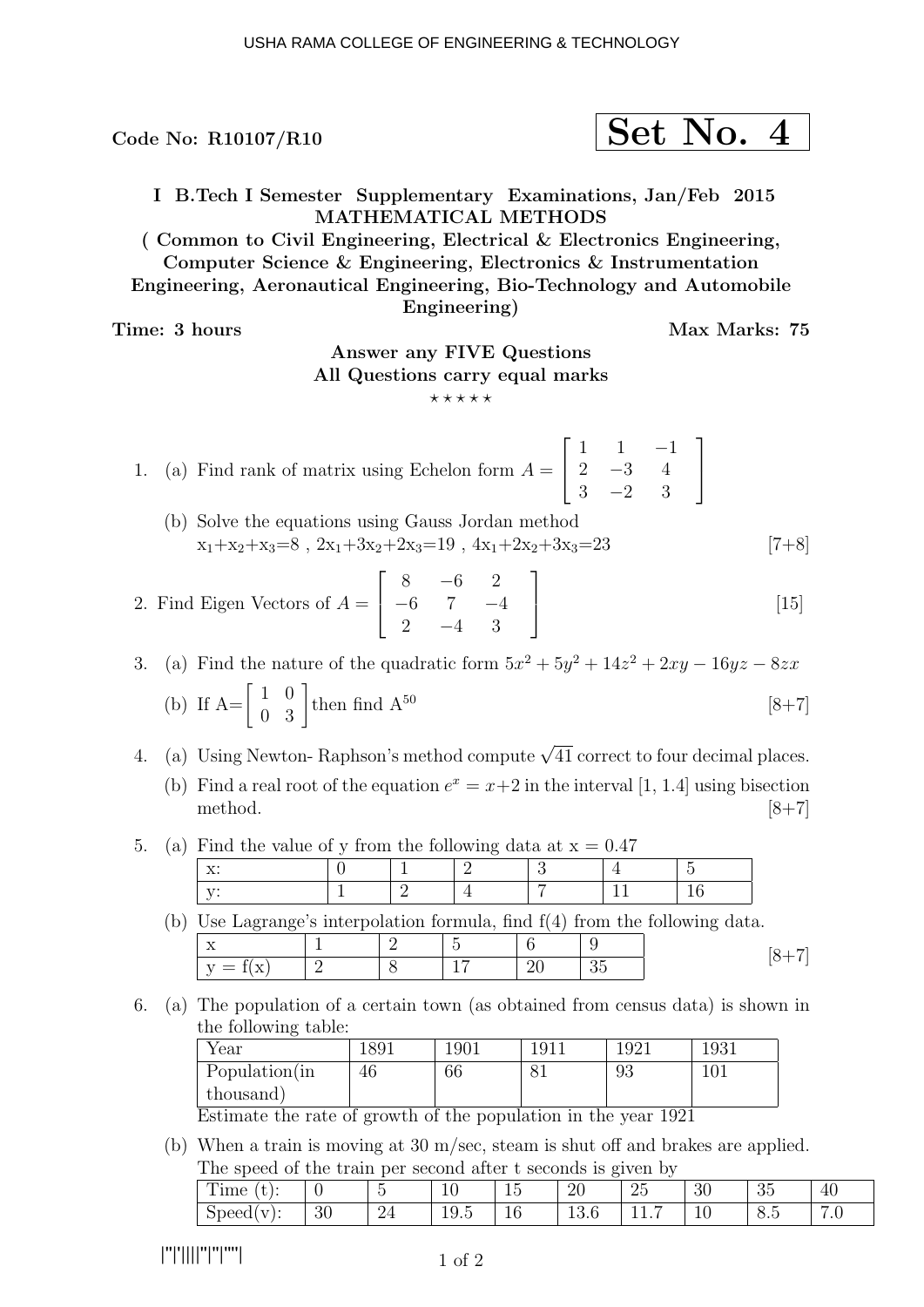USHA RAMA COLLEGE OF ENGINEERING & TECHNOLOGY

**Code No: R10107/R10** **Set No. 4**

**I B.Tech I Semester Supplementary Examinations, Jan/Feb 2015**
**MATHEMATICAL METHODS**
**( Common to Civil Engineering, Electrical & Electronics Engineering, Computer Science & Engineering, Electronics & Instrumentation Engineering, Aeronautical Engineering, Bio-Technology and Automobile Engineering)**

**Time: 3 hours** **Max Marks: 75**

**Answer any FIVE Questions**
**All Questions carry equal marks**
⋆ ⋆ ⋆ ⋆ ⋆

1. (a) Find rank of matrix using Echelon form $A = \begin{bmatrix} 1 & 1 & -1 \\ 2 & -3 & 4 \\ 3 & -2 & 3 \end{bmatrix}$

   (b) Solve the equations using Gauss Jordan method
   $x_1+x_2+x_3=8$ , $2x_1+3x_2+2x_3=19$ , $4x_1+2x_2+3x_3=23$ [7+8]

2. Find Eigen Vectors of $A = \begin{bmatrix} 8 & -6 & 2 \\ -6 & 7 & -4 \\ 2 & -4 & 3 \end{bmatrix}$ [15]

3. (a) Find the nature of the quadratic form $5x^2 + 5y^2 + 14z^2 + 2xy - 16yz - 8zx$

   (b) If $A=\begin{bmatrix} 1 & 0 \\ 0 & 3 \end{bmatrix}$ then find $A^{50}$ [8+7]

4. (a) Using Newton- Raphson's method compute $\sqrt{41}$ correct to four decimal places.

   (b) Find a real root of the equation $e^x = x+2$ in the interval [1, 1.4] using bisection method. [8+7]

5. (a) Find the value of y from the following data at x = 0.47

| x: | 0 | 1 | 2 | 3 | 4 | 5 |
|---|---|---|---|---|---|---|
| y: | 1 | 2 | 4 | 7 | 11 | 16 |

   (b) Use Lagrange's interpolation formula, find f(4) from the following data.

| x | 1 | 2 | 5 | 6 | 9 |
|---|---|---|---|---|---|
| y = f(x) | 2 | 8 | 17 | 20 | 35 |

[8+7]

6. (a) The population of a certain town (as obtained from census data) is shown in the following table:

| Year | 1891 | 1901 | 1911 | 1921 | 1931 |
|---|---|---|---|---|---|
| Population(in thousand) | 46 | 66 | 81 | 93 | 101 |

   Estimate the rate of growth of the population in the year 1921

   (b) When a train is moving at 30 m/sec, steam is shut off and brakes are applied. The speed of the train per second after t seconds is given by

| Time (t): | 0 | 5 | 10 | 15 | 20 | 25 | 30 | 35 | 40 |
|---|---|---|---|---|---|---|---|---|---|
| Speed(v): | 30 | 24 | 19.5 | 16 | 13.6 | 11.7 | 10 | 8.5 | 7.0 |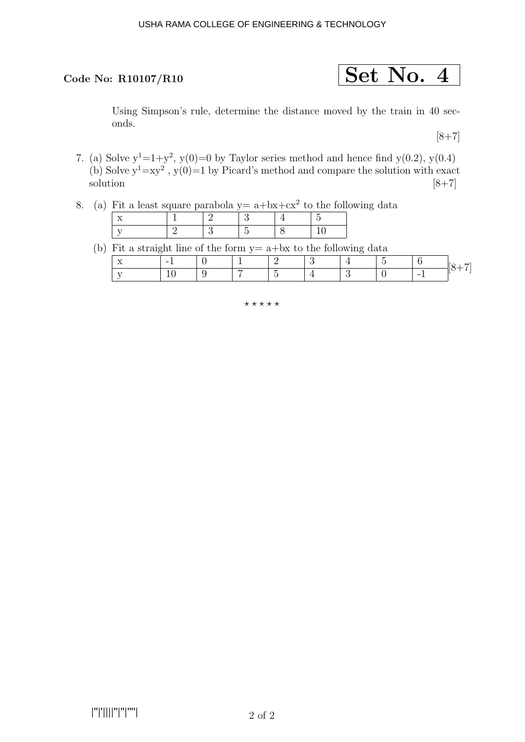Using Simpson's rule, determine the distance moved by the train in 40 seconds.

[8+7]

7. (a) Solve $y^1=1+y^2$, $y(0)=0$ by Taylor series method and hence find $y(0.2)$, $y(0.4)$
   (b) Solve $y^1=xy^2$ , $y(0)=1$ by Picard's method and compare the solution with exact solution [8+7]

8. (a) Fit a least square parabola $y= a+bx+cx^2$ to the following data

| | | | | | |
|---|---|---|---|---|---|
| x | 1 | 2 | 3 | 4 | 5 |
| y | 2 | 3 | 5 | 8 | 10 |

   (b) Fit a straight line of the form $y= a+bx$ to the following data

| | | | | | | | | |
|---|---|---|---|---|---|---|---|---|
| x | -1 | 0 | 1 | 2 | 3 | 4 | 5 | 6 |
| y | 10 | 9 | 7 | 5 | 4 | 3 | 0 | -1 |

[8+7]

⋆ ⋆ ⋆ ⋆ ⋆